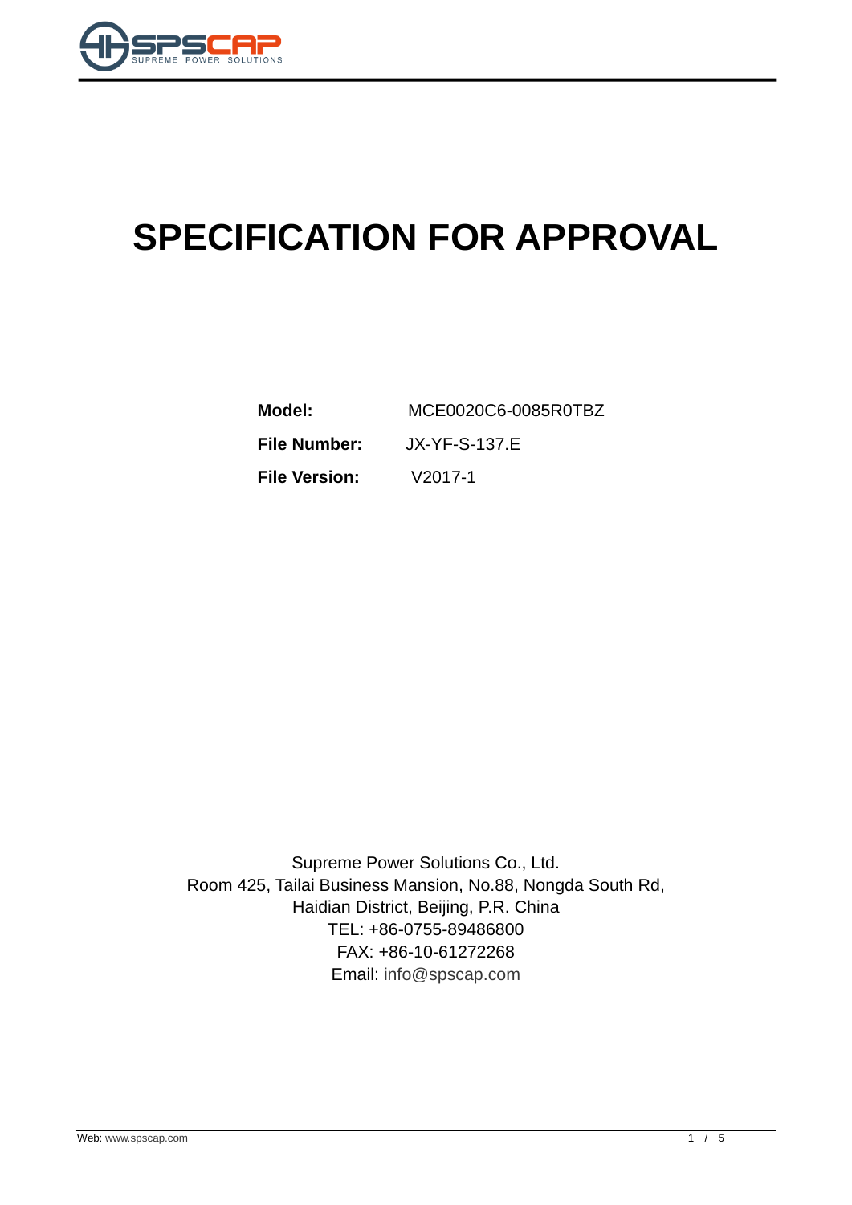# SPECIFICATION FOR APPROVAL

**Model:** MCE0020C6-0085R0TBZ

**File Number:** JX-YF-S-137.E

**File Version:** V2017-1

Supreme Power Solutions Co., Ltd.
Room 425, Tailai Business Mansion, No.88, Nongda South Rd,
Haidian District, Beijing, P.R. China
TEL: +86-0755-89486800
FAX: +86-10-61272268
Email: info@spscap.com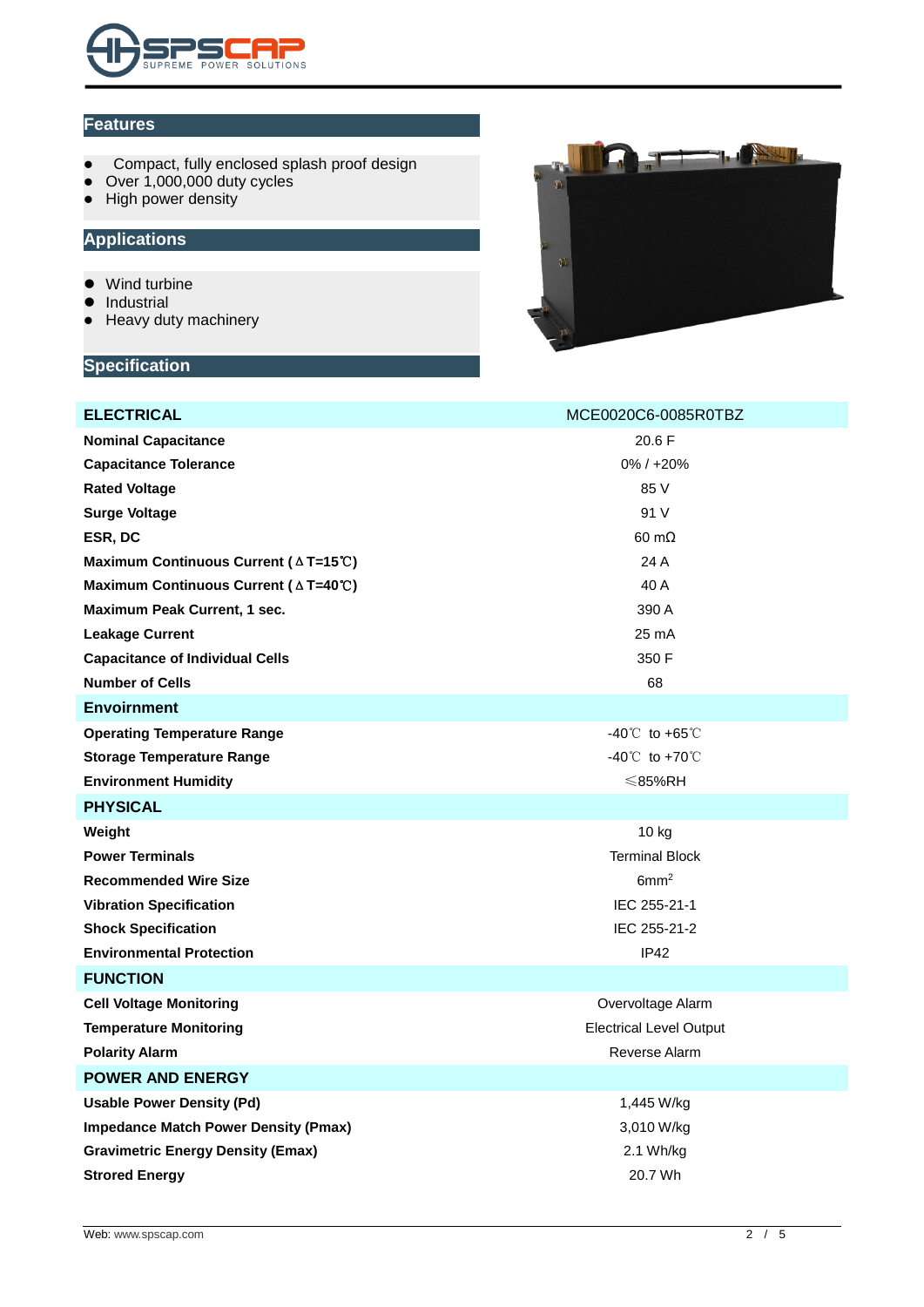## Features

- Compact, fully enclosed splash proof design
- Over 1,000,000 duty cycles
- High power density

## Applications

- Wind turbine
- Industrial
- Heavy duty machinery

## Specification

| ELECTRICAL | MCE0020C6-0085R0TBZ |
|---|---|
| **Nominal Capacitance** | 20.6 F |
| **Capacitance Tolerance** | 0% / +20% |
| **Rated Voltage** | 85 V |
| **Surge Voltage** | 91 V |
| **ESR, DC** | 60 mΩ |
| **Maximum Continuous Current (ΔT=15℃)** | 24 A |
| **Maximum Continuous Current (ΔT=40℃)** | 40 A |
| **Maximum Peak Current, 1 sec.** | 390 A |
| **Leakage Current** | 25 mA |
| **Capacitance of Individual Cells** | 350 F |
| **Number of Cells** | 68 |
| **Envoirnment** | |
| **Operating Temperature Range** | -40℃ to +65℃ |
| **Storage Temperature Range** | -40℃ to +70℃ |
| **Environment Humidity** | ≤85%RH |
| **PHYSICAL** | |
| **Weight** | 10 kg |
| **Power Terminals** | Terminal Block |
| **Recommended Wire Size** | $6mm^2$ |
| **Vibration Specification** | IEC 255-21-1 |
| **Shock Specification** | IEC 255-21-2 |
| **Environmental Protection** | IP42 |
| **FUNCTION** | |
| **Cell Voltage Monitoring** | Overvoltage Alarm |
| **Temperature Monitoring** | Electrical Level Output |
| **Polarity Alarm** | Reverse Alarm |
| **POWER AND ENERGY** | |
| **Usable Power Density (Pd)** | 1,445 W/kg |
| **Impedance Match Power Density (Pmax)** | 3,010 W/kg |
| **Gravimetric Energy Density (Emax)** | 2.1 Wh/kg |
| **Strored Energy** | 20.7 Wh |

Web: www.spscap.com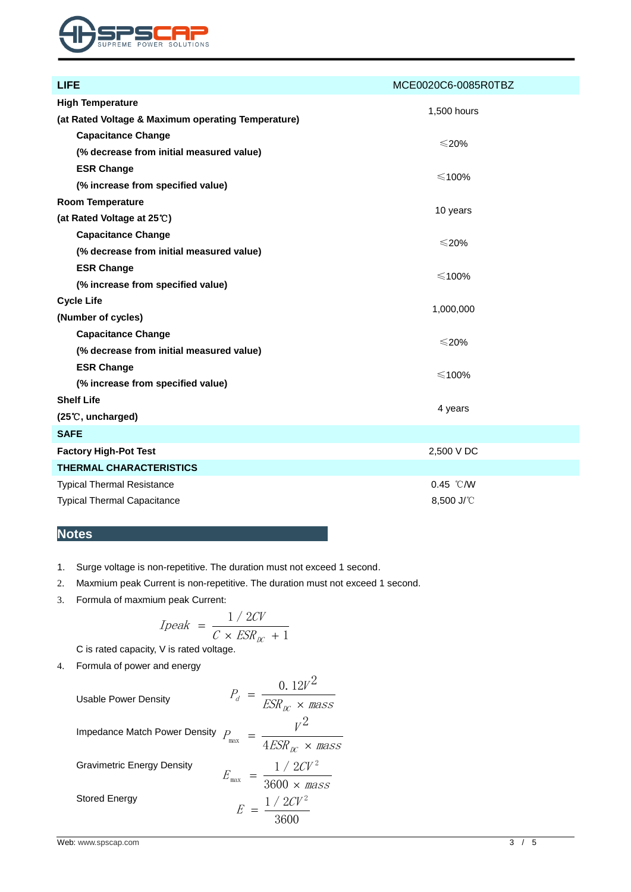| LIFE | MCE0020C6-0085R0TBZ |
|---|---|
| **High Temperature**<br>**(at Rated Voltage & Maximum operating Temperature)** | 1,500 hours |
| **Capacitance Change**<br>**(% decrease from initial measured value)** | ≤20% |
| **ESR Change**<br>**(% increase from specified value)** | ≤100% |
| **Room Temperature**<br>**(at Rated Voltage at 25℃)** | 10 years |
| **Capacitance Change**<br>**(% decrease from initial measured value)** | ≤20% |
| **ESR Change**<br>**(% increase from specified value)** | ≤100% |
| **Cycle Life**<br>**(Number of cycles)** | 1,000,000 |
| **Capacitance Change**<br>**(% decrease from initial measured value)** | ≤20% |
| **ESR Change**<br>**(% increase from specified value)** | ≤100% |
| **Shelf Life**<br>**(25℃, uncharged)** | 4 years |
| **SAFE** | |
| **Factory High-Pot Test** | 2,500 V DC |
| **THERMAL CHARACTERISTICS** | |
| Typical Thermal Resistance | 0.45 ℃/W |
| Typical Thermal Capacitance | 8,500 J/℃ |

## Notes

1. Surge voltage is non-repetitive. The duration must not exceed 1 second.
2. Maxmium peak Current is non-repetitive. The duration must not exceed 1 second.
3. Formula of maxmium peak Current:

$$Ipeak = \frac{1/2CV}{C \times ESR_{DC} + 1}$$

C is rated capacity, V is rated voltage.

4. Formula of power and energy

Usable Power Density

$$P_d = \frac{0.12V^2}{ESR_{DC} \times mass}$$

Impedance Match Power Density

$$P_{max} = \frac{V^2}{4ESR_{DC} \times mass}$$

Gravimetric Energy Density

$$E_{max} = \frac{1/2CV^2}{3600 \times mass}$$

Stored Energy

$$E = \frac{1/2CV^2}{3600}$$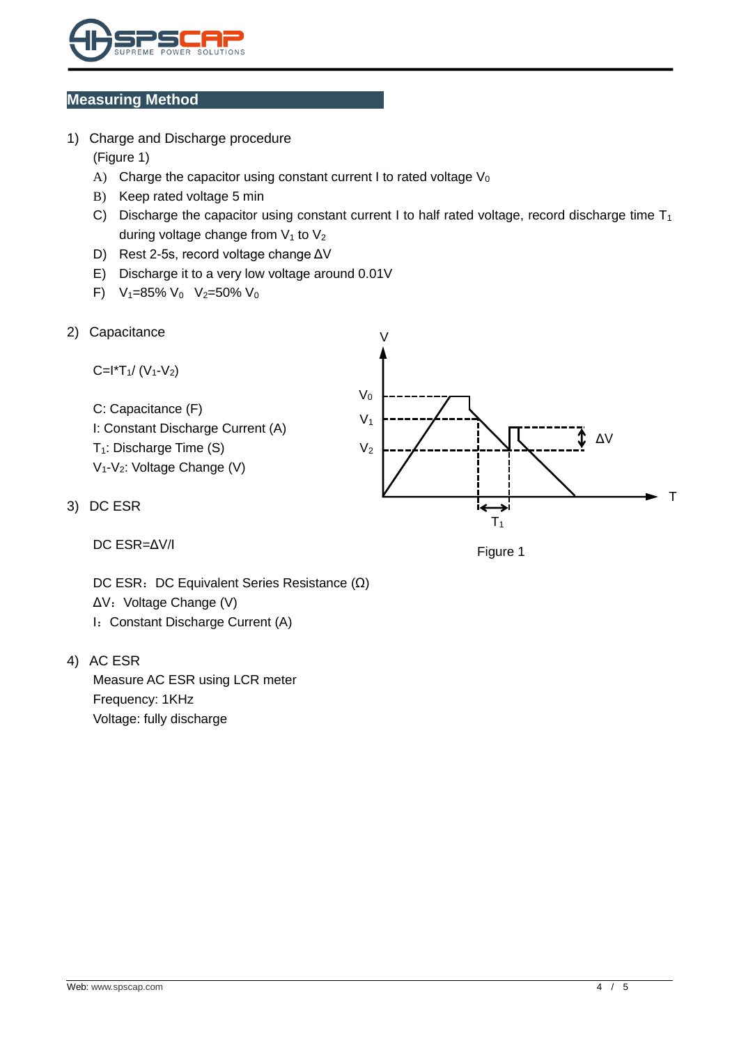## Measuring Method

1) Charge and Discharge procedure

   (Figure 1)

   A) Charge the capacitor using constant current I to rated voltage $V_0$
   
   B) Keep rated voltage 5 min
   
   C) Discharge the capacitor using constant current I to half rated voltage, record discharge time $T_1$ during voltage change from $V_1$ to $V_2$
   
   D) Rest 2-5s, record voltage change $\Delta V$
   
   E) Discharge it to a very low voltage around 0.01V
   
   F) $V_1$=85% $V_0$ $V_2$=50% $V_0$

2) Capacitance

   $C=I*T_1/(V_1-V_2)$

   C: Capacitance (F)
   
   I: Constant Discharge Current (A)
   
   $T_1$: Discharge Time (S)
   
   $V_1$-$V_2$: Voltage Change (V)

3) DC ESR

   DC ESR=$\Delta V/I$

   DC ESR：DC Equivalent Series Resistance (Ω)
   
   $\Delta V$：Voltage Change (V)
   
   I：Constant Discharge Current (A)

Figure 1

4) AC ESR

   Measure AC ESR using LCR meter
   
   Frequency: 1KHz
   
   Voltage: fully discharge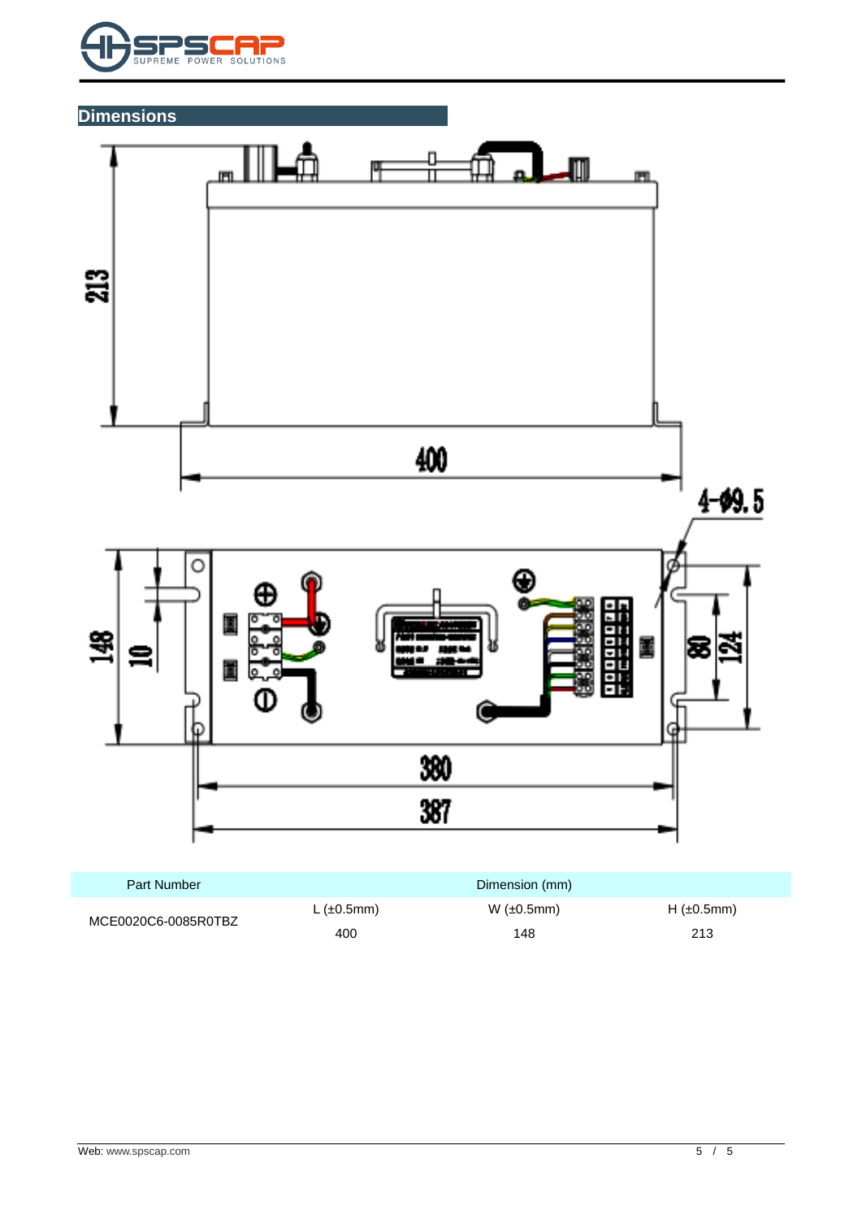## Dimensions

213

400

4-Φ9.5

148

10

80

124

380

387

| Part Number | Dimension (mm) | | |
|---|---|---|---|
| MCE0020C6-0085R0TBZ | L (±0.5mm) | W (±0.5mm) | H (±0.5mm) |
| | 400 | 148 | 213 |

Web: www.spscap.com